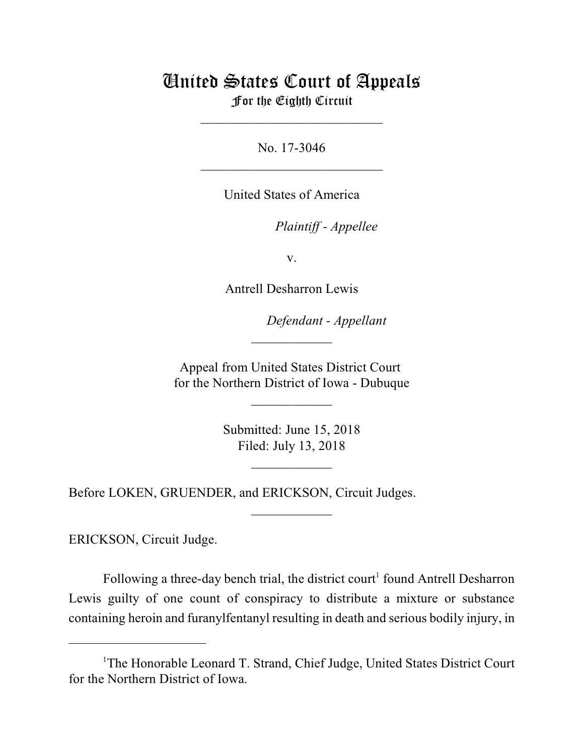# United States Court of Appeals
For the Eighth Circuit

---

No. 17-3046

---

United States of America

*Plaintiff - Appellee*

v.

Antrell Desharron Lewis

*Defendant - Appellant*

---

Appeal from United States District Court
for the Northern District of Iowa - Dubuque

---

Submitted: June 15, 2018
Filed: July 13, 2018

---

Before LOKEN, GRUENDER, and ERICKSON, Circuit Judges.

---

ERICKSON, Circuit Judge.

Following a three-day bench trial, the district court[1] found Antrell Desharron Lewis guilty of one count of conspiracy to distribute a mixture or substance containing heroin and furanylfentanyl resulting in death and serious bodily injury, in

---

[1] The Honorable Leonard T. Strand, Chief Judge, United States District Court for the Northern District of Iowa.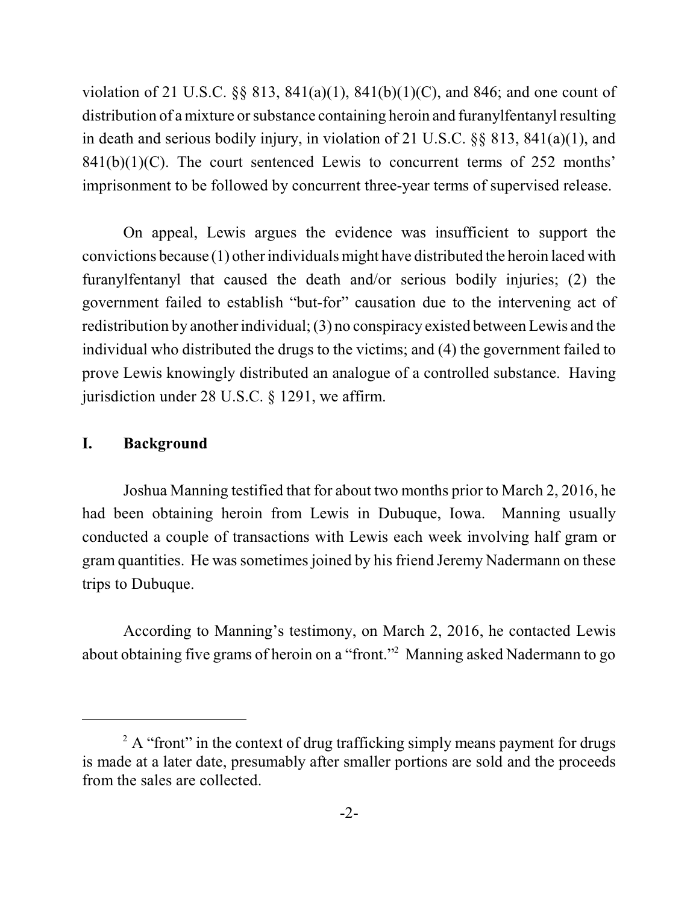violation of 21 U.S.C. §§ 813, 841(a)(1), 841(b)(1)(C), and 846; and one count of distribution of a mixture or substance containing heroin and furanylfentanyl resulting in death and serious bodily injury, in violation of 21 U.S.C. §§ 813, 841(a)(1), and 841(b)(1)(C). The court sentenced Lewis to concurrent terms of 252 months' imprisonment to be followed by concurrent three-year terms of supervised release.

On appeal, Lewis argues the evidence was insufficient to support the convictions because (1) other individuals might have distributed the heroin laced with furanylfentanyl that caused the death and/or serious bodily injuries; (2) the government failed to establish "but-for" causation due to the intervening act of redistribution by another individual; (3) no conspiracy existed between Lewis and the individual who distributed the drugs to the victims; and (4) the government failed to prove Lewis knowingly distributed an analogue of a controlled substance. Having jurisdiction under 28 U.S.C. § 1291, we affirm.

## I. Background

Joshua Manning testified that for about two months prior to March 2, 2016, he had been obtaining heroin from Lewis in Dubuque, Iowa. Manning usually conducted a couple of transactions with Lewis each week involving half gram or gram quantities. He was sometimes joined by his friend Jeremy Nadermann on these trips to Dubuque.

According to Manning's testimony, on March 2, 2016, he contacted Lewis about obtaining five grams of heroin on a "front."[2] Manning asked Nadermann to go

[2] A "front" in the context of drug trafficking simply means payment for drugs is made at a later date, presumably after smaller portions are sold and the proceeds from the sales are collected.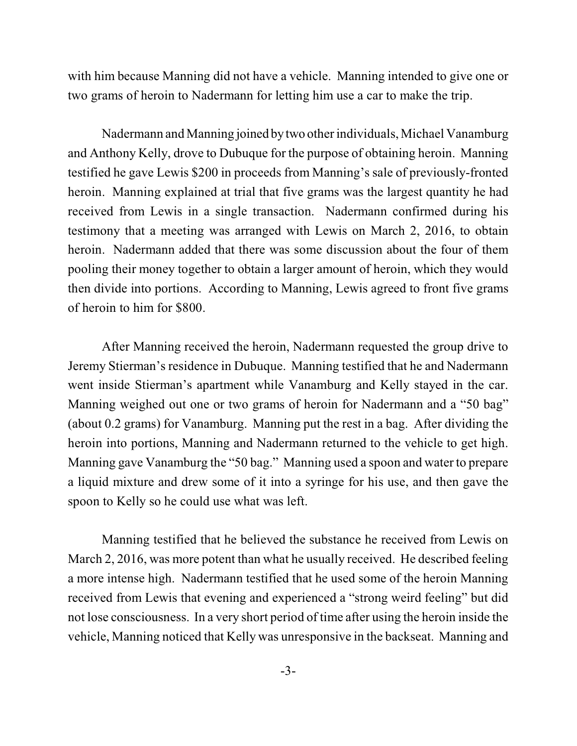with him because Manning did not have a vehicle. Manning intended to give one or two grams of heroin to Nadermann for letting him use a car to make the trip.

Nadermann and Manning joined by two other individuals, Michael Vanamburg and Anthony Kelly, drove to Dubuque for the purpose of obtaining heroin. Manning testified he gave Lewis $200 in proceeds from Manning's sale of previously-fronted heroin. Manning explained at trial that five grams was the largest quantity he had received from Lewis in a single transaction. Nadermann confirmed during his testimony that a meeting was arranged with Lewis on March 2, 2016, to obtain heroin. Nadermann added that there was some discussion about the four of them pooling their money together to obtain a larger amount of heroin, which they would then divide into portions. According to Manning, Lewis agreed to front five grams of heroin to him for $800.

After Manning received the heroin, Nadermann requested the group drive to Jeremy Stierman's residence in Dubuque. Manning testified that he and Nadermann went inside Stierman's apartment while Vanamburg and Kelly stayed in the car. Manning weighed out one or two grams of heroin for Nadermann and a "50 bag" (about 0.2 grams) for Vanamburg. Manning put the rest in a bag. After dividing the heroin into portions, Manning and Nadermann returned to the vehicle to get high. Manning gave Vanamburg the "50 bag." Manning used a spoon and water to prepare a liquid mixture and drew some of it into a syringe for his use, and then gave the spoon to Kelly so he could use what was left.

Manning testified that he believed the substance he received from Lewis on March 2, 2016, was more potent than what he usually received. He described feeling a more intense high. Nadermann testified that he used some of the heroin Manning received from Lewis that evening and experienced a "strong weird feeling" but did not lose consciousness. In a very short period of time after using the heroin inside the vehicle, Manning noticed that Kelly was unresponsive in the backseat. Manning and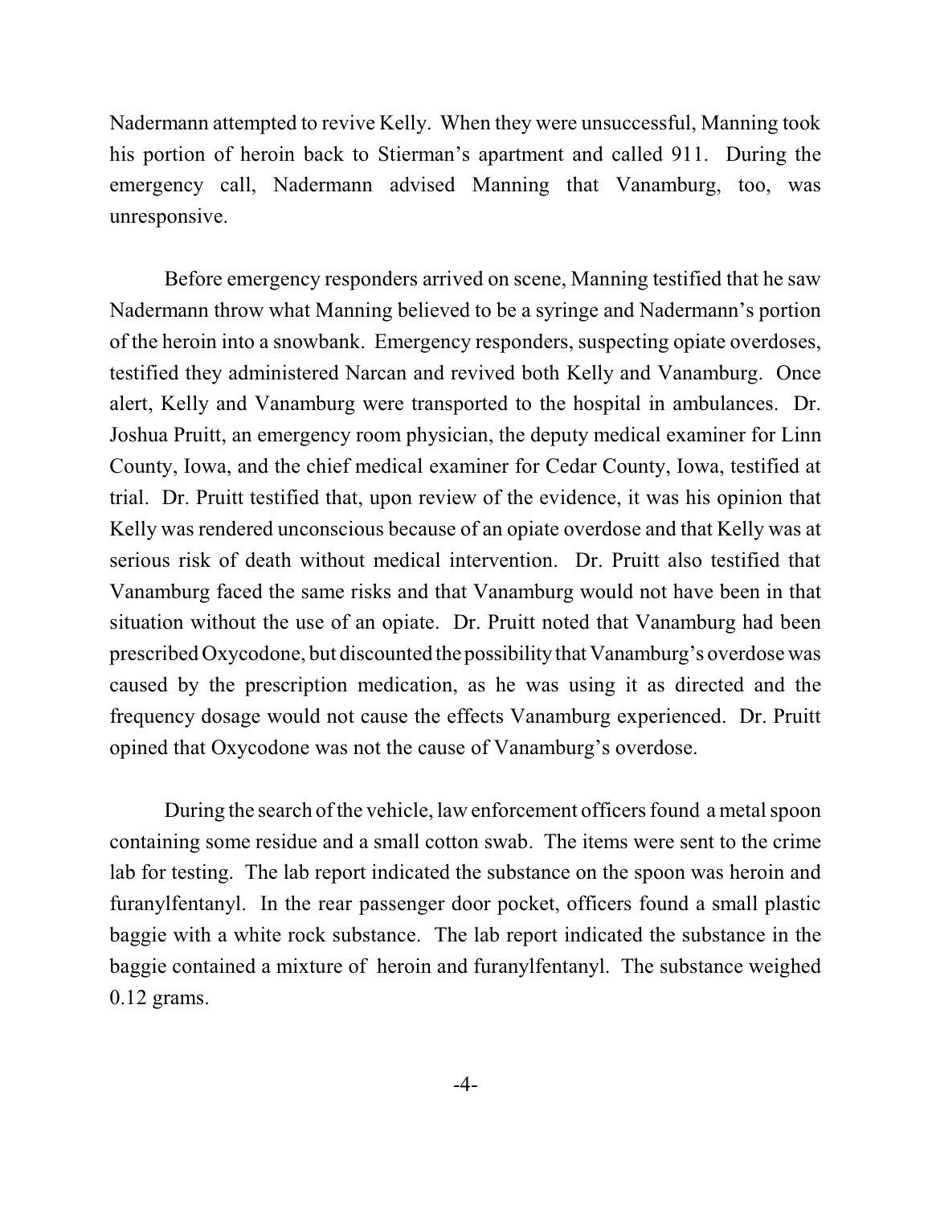Nadermann attempted to revive Kelly. When they were unsuccessful, Manning took his portion of heroin back to Stierman's apartment and called 911. During the emergency call, Nadermann advised Manning that Vanamburg, too, was unresponsive.

Before emergency responders arrived on scene, Manning testified that he saw Nadermann throw what Manning believed to be a syringe and Nadermann's portion of the heroin into a snowbank. Emergency responders, suspecting opiate overdoses, testified they administered Narcan and revived both Kelly and Vanamburg. Once alert, Kelly and Vanamburg were transported to the hospital in ambulances. Dr. Joshua Pruitt, an emergency room physician, the deputy medical examiner for Linn County, Iowa, and the chief medical examiner for Cedar County, Iowa, testified at trial. Dr. Pruitt testified that, upon review of the evidence, it was his opinion that Kelly was rendered unconscious because of an opiate overdose and that Kelly was at serious risk of death without medical intervention. Dr. Pruitt also testified that Vanamburg faced the same risks and that Vanamburg would not have been in that situation without the use of an opiate. Dr. Pruitt noted that Vanamburg had been prescribed Oxycodone, but discounted the possibility that Vanamburg's overdose was caused by the prescription medication, as he was using it as directed and the frequency dosage would not cause the effects Vanamburg experienced. Dr. Pruitt opined that Oxycodone was not the cause of Vanamburg's overdose.

During the search of the vehicle, law enforcement officers found a metal spoon containing some residue and a small cotton swab. The items were sent to the crime lab for testing. The lab report indicated the substance on the spoon was heroin and furanylfentanyl. In the rear passenger door pocket, officers found a small plastic baggie with a white rock substance. The lab report indicated the substance in the baggie contained a mixture of heroin and furanylfentanyl. The substance weighed 0.12 grams.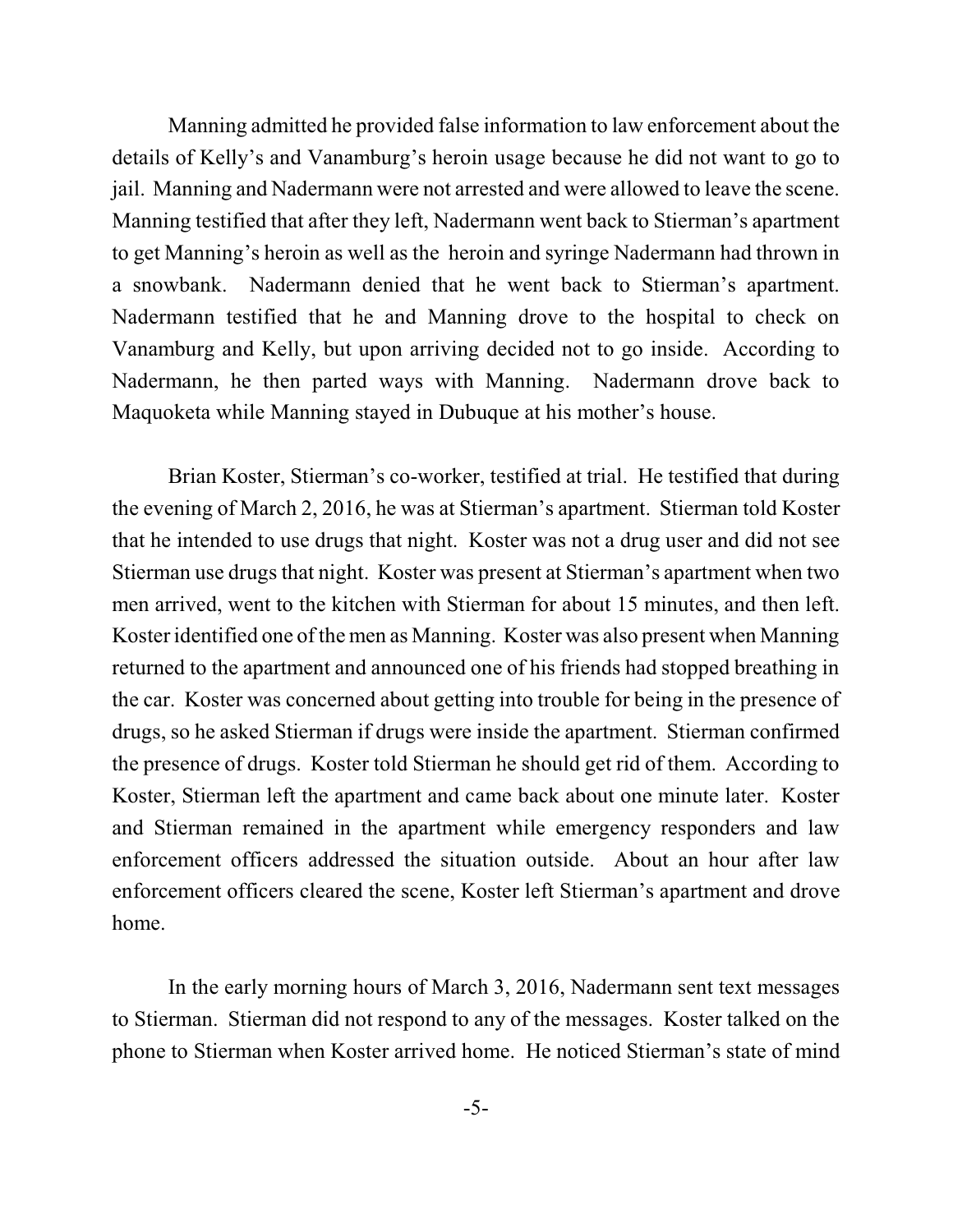Manning admitted he provided false information to law enforcement about the details of Kelly's and Vanamburg's heroin usage because he did not want to go to jail. Manning and Nadermann were not arrested and were allowed to leave the scene. Manning testified that after they left, Nadermann went back to Stierman's apartment to get Manning's heroin as well as the heroin and syringe Nadermann had thrown in a snowbank. Nadermann denied that he went back to Stierman's apartment. Nadermann testified that he and Manning drove to the hospital to check on Vanamburg and Kelly, but upon arriving decided not to go inside. According to Nadermann, he then parted ways with Manning. Nadermann drove back to Maquoketa while Manning stayed in Dubuque at his mother's house.

Brian Koster, Stierman's co-worker, testified at trial. He testified that during the evening of March 2, 2016, he was at Stierman's apartment. Stierman told Koster that he intended to use drugs that night. Koster was not a drug user and did not see Stierman use drugs that night. Koster was present at Stierman's apartment when two men arrived, went to the kitchen with Stierman for about 15 minutes, and then left. Koster identified one of the men as Manning. Koster was also present when Manning returned to the apartment and announced one of his friends had stopped breathing in the car. Koster was concerned about getting into trouble for being in the presence of drugs, so he asked Stierman if drugs were inside the apartment. Stierman confirmed the presence of drugs. Koster told Stierman he should get rid of them. According to Koster, Stierman left the apartment and came back about one minute later. Koster and Stierman remained in the apartment while emergency responders and law enforcement officers addressed the situation outside. About an hour after law enforcement officers cleared the scene, Koster left Stierman's apartment and drove home.

In the early morning hours of March 3, 2016, Nadermann sent text messages to Stierman. Stierman did not respond to any of the messages. Koster talked on the phone to Stierman when Koster arrived home. He noticed Stierman's state of mind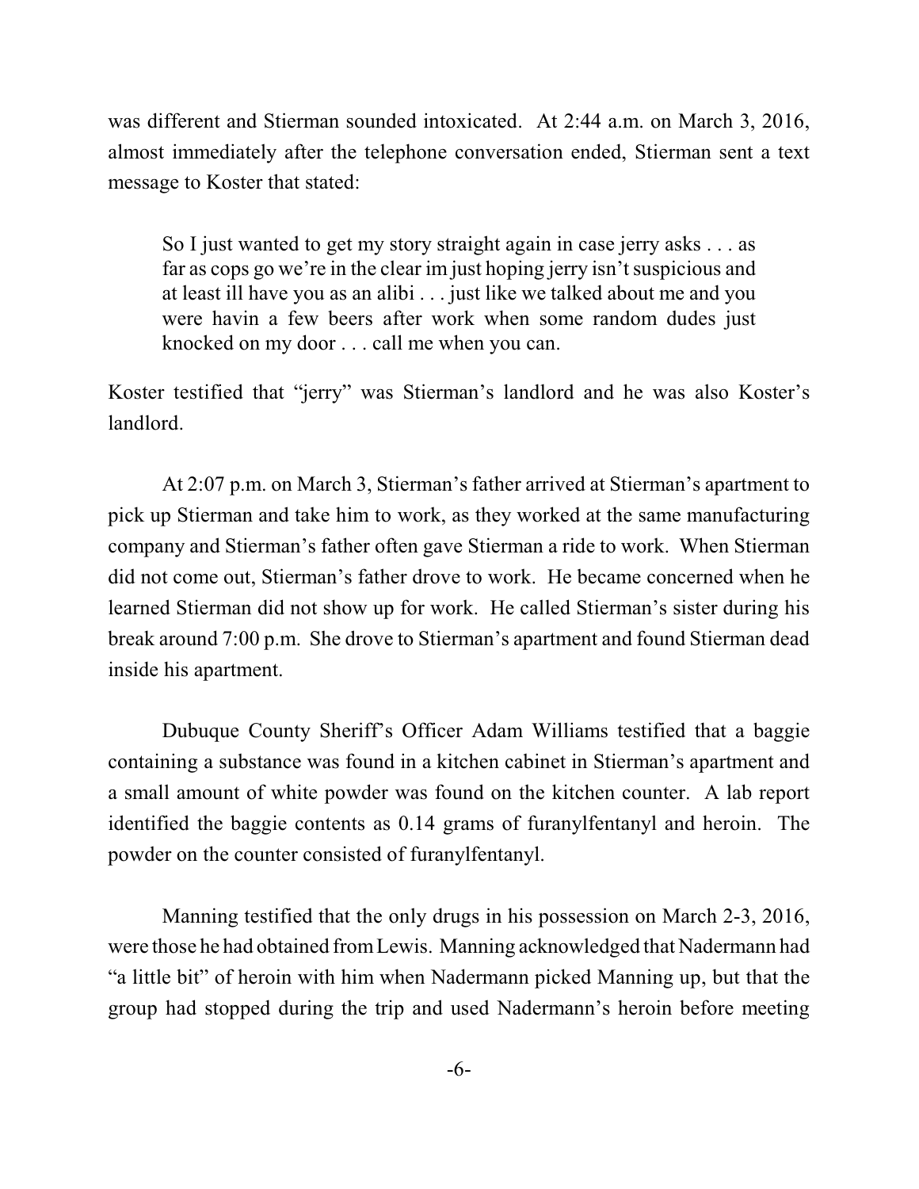was different and Stierman sounded intoxicated. At 2:44 a.m. on March 3, 2016, almost immediately after the telephone conversation ended, Stierman sent a text message to Koster that stated:

> So I just wanted to get my story straight again in case jerry asks . . . as far as cops go we're in the clear im just hoping jerry isn't suspicious and at least ill have you as an alibi . . . just like we talked about me and you were havin a few beers after work when some random dudes just knocked on my door . . . call me when you can.

Koster testified that "jerry" was Stierman's landlord and he was also Koster's landlord.

At 2:07 p.m. on March 3, Stierman's father arrived at Stierman's apartment to pick up Stierman and take him to work, as they worked at the same manufacturing company and Stierman's father often gave Stierman a ride to work. When Stierman did not come out, Stierman's father drove to work. He became concerned when he learned Stierman did not show up for work. He called Stierman's sister during his break around 7:00 p.m. She drove to Stierman's apartment and found Stierman dead inside his apartment.

Dubuque County Sheriff's Officer Adam Williams testified that a baggie containing a substance was found in a kitchen cabinet in Stierman's apartment and a small amount of white powder was found on the kitchen counter. A lab report identified the baggie contents as 0.14 grams of furanylfentanyl and heroin. The powder on the counter consisted of furanylfentanyl.

Manning testified that the only drugs in his possession on March 2-3, 2016, were those he had obtained from Lewis. Manning acknowledged that Nadermann had "a little bit" of heroin with him when Nadermann picked Manning up, but that the group had stopped during the trip and used Nadermann's heroin before meeting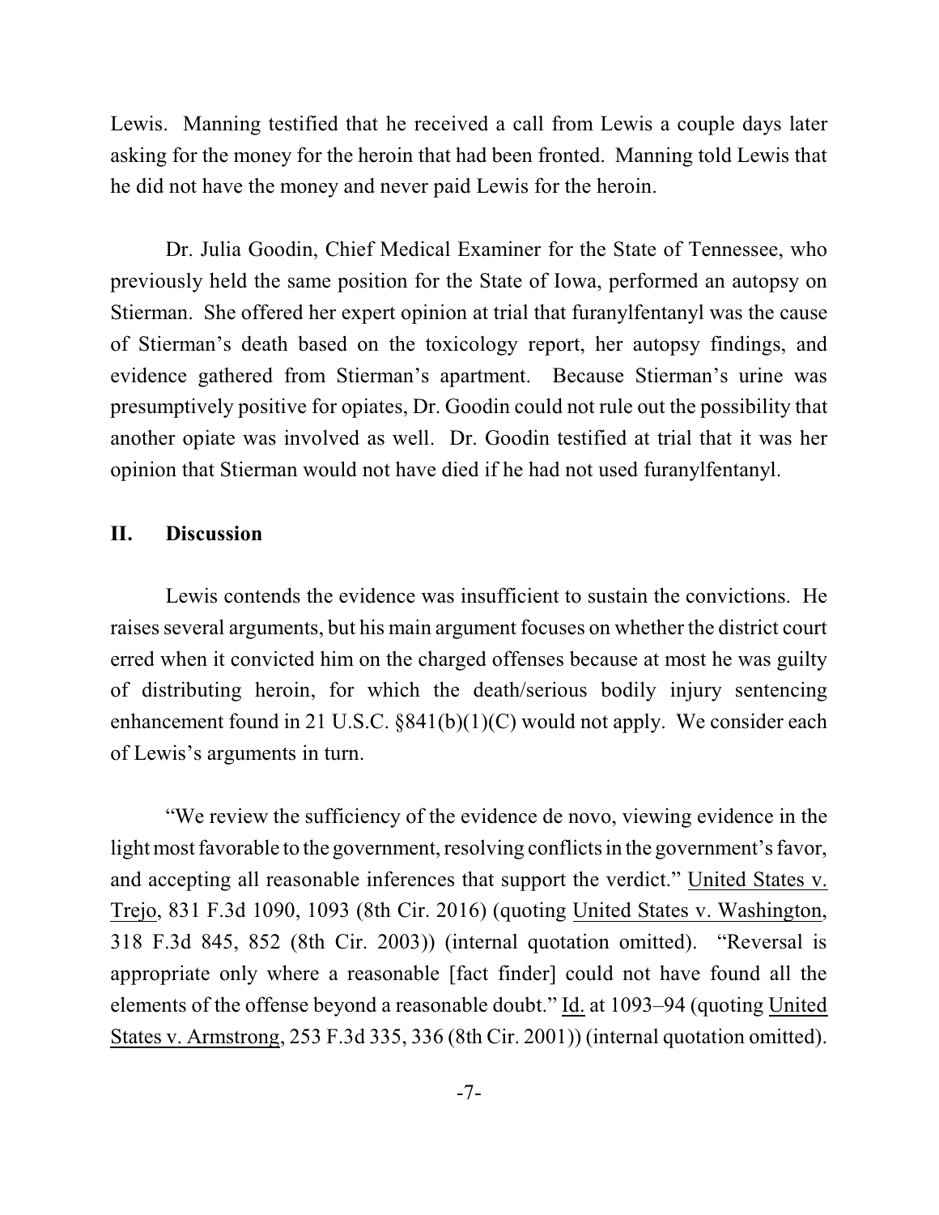Lewis. Manning testified that he received a call from Lewis a couple days later asking for the money for the heroin that had been fronted. Manning told Lewis that he did not have the money and never paid Lewis for the heroin.

Dr. Julia Goodin, Chief Medical Examiner for the State of Tennessee, who previously held the same position for the State of Iowa, performed an autopsy on Stierman. She offered her expert opinion at trial that furanylfentanyl was the cause of Stierman's death based on the toxicology report, her autopsy findings, and evidence gathered from Stierman's apartment. Because Stierman's urine was presumptively positive for opiates, Dr. Goodin could not rule out the possibility that another opiate was involved as well. Dr. Goodin testified at trial that it was her opinion that Stierman would not have died if he had not used furanylfentanyl.

## II. Discussion

Lewis contends the evidence was insufficient to sustain the convictions. He raises several arguments, but his main argument focuses on whether the district court erred when it convicted him on the charged offenses because at most he was guilty of distributing heroin, for which the death/serious bodily injury sentencing enhancement found in 21 U.S.C. §841(b)(1)(C) would not apply. We consider each of Lewis's arguments in turn.

"We review the sufficiency of the evidence de novo, viewing evidence in the light most favorable to the government, resolving conflicts in the government's favor, and accepting all reasonable inferences that support the verdict." United States v. Trejo, 831 F.3d 1090, 1093 (8th Cir. 2016) (quoting United States v. Washington, 318 F.3d 845, 852 (8th Cir. 2003)) (internal quotation omitted). "Reversal is appropriate only where a reasonable [fact finder] could not have found all the elements of the offense beyond a reasonable doubt." Id. at 1093–94 (quoting United States v. Armstrong, 253 F.3d 335, 336 (8th Cir. 2001)) (internal quotation omitted).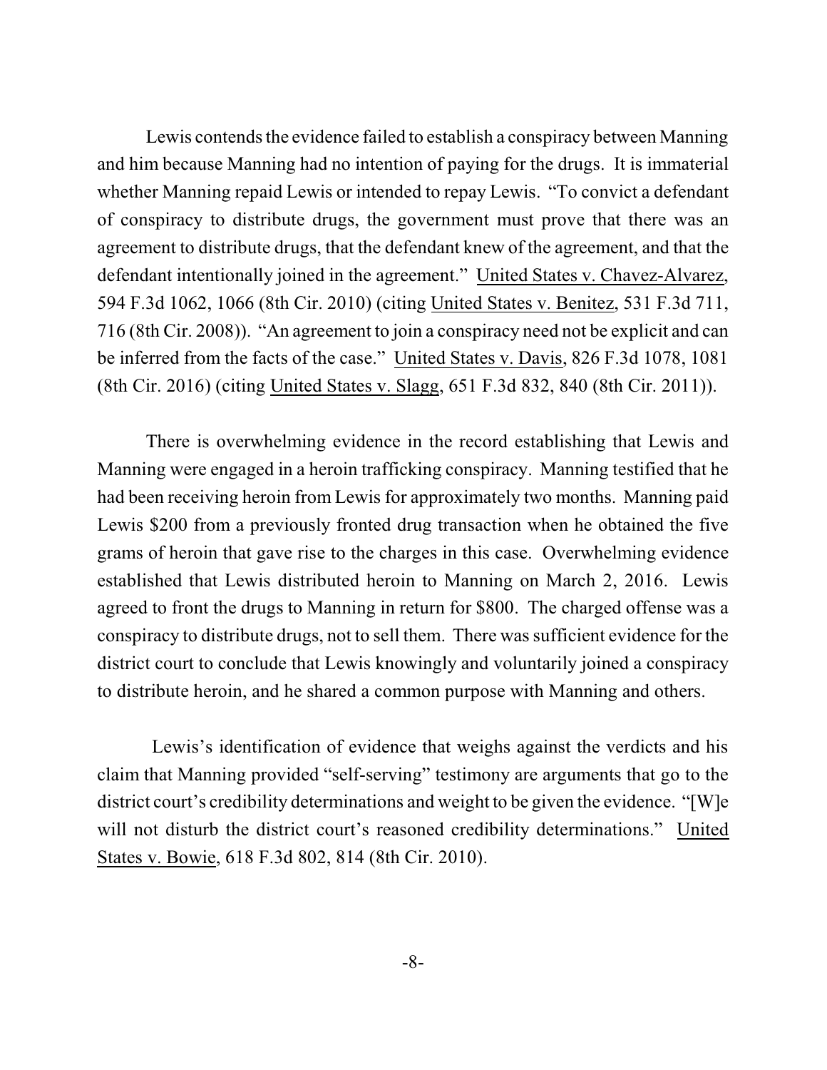Lewis contends the evidence failed to establish a conspiracy between Manning and him because Manning had no intention of paying for the drugs. It is immaterial whether Manning repaid Lewis or intended to repay Lewis. "To convict a defendant of conspiracy to distribute drugs, the government must prove that there was an agreement to distribute drugs, that the defendant knew of the agreement, and that the defendant intentionally joined in the agreement." United States v. Chavez-Alvarez, 594 F.3d 1062, 1066 (8th Cir. 2010) (citing United States v. Benitez, 531 F.3d 711, 716 (8th Cir. 2008)). "An agreement to join a conspiracy need not be explicit and can be inferred from the facts of the case." United States v. Davis, 826 F.3d 1078, 1081 (8th Cir. 2016) (citing United States v. Slagg, 651 F.3d 832, 840 (8th Cir. 2011)).

There is overwhelming evidence in the record establishing that Lewis and Manning were engaged in a heroin trafficking conspiracy. Manning testified that he had been receiving heroin from Lewis for approximately two months. Manning paid Lewis $200 from a previously fronted drug transaction when he obtained the five grams of heroin that gave rise to the charges in this case. Overwhelming evidence established that Lewis distributed heroin to Manning on March 2, 2016. Lewis agreed to front the drugs to Manning in return for $800. The charged offense was a conspiracy to distribute drugs, not to sell them. There was sufficient evidence for the district court to conclude that Lewis knowingly and voluntarily joined a conspiracy to distribute heroin, and he shared a common purpose with Manning and others.

Lewis's identification of evidence that weighs against the verdicts and his claim that Manning provided "self-serving" testimony are arguments that go to the district court's credibility determinations and weight to be given the evidence. "[W]e will not disturb the district court's reasoned credibility determinations." United States v. Bowie, 618 F.3d 802, 814 (8th Cir. 2010).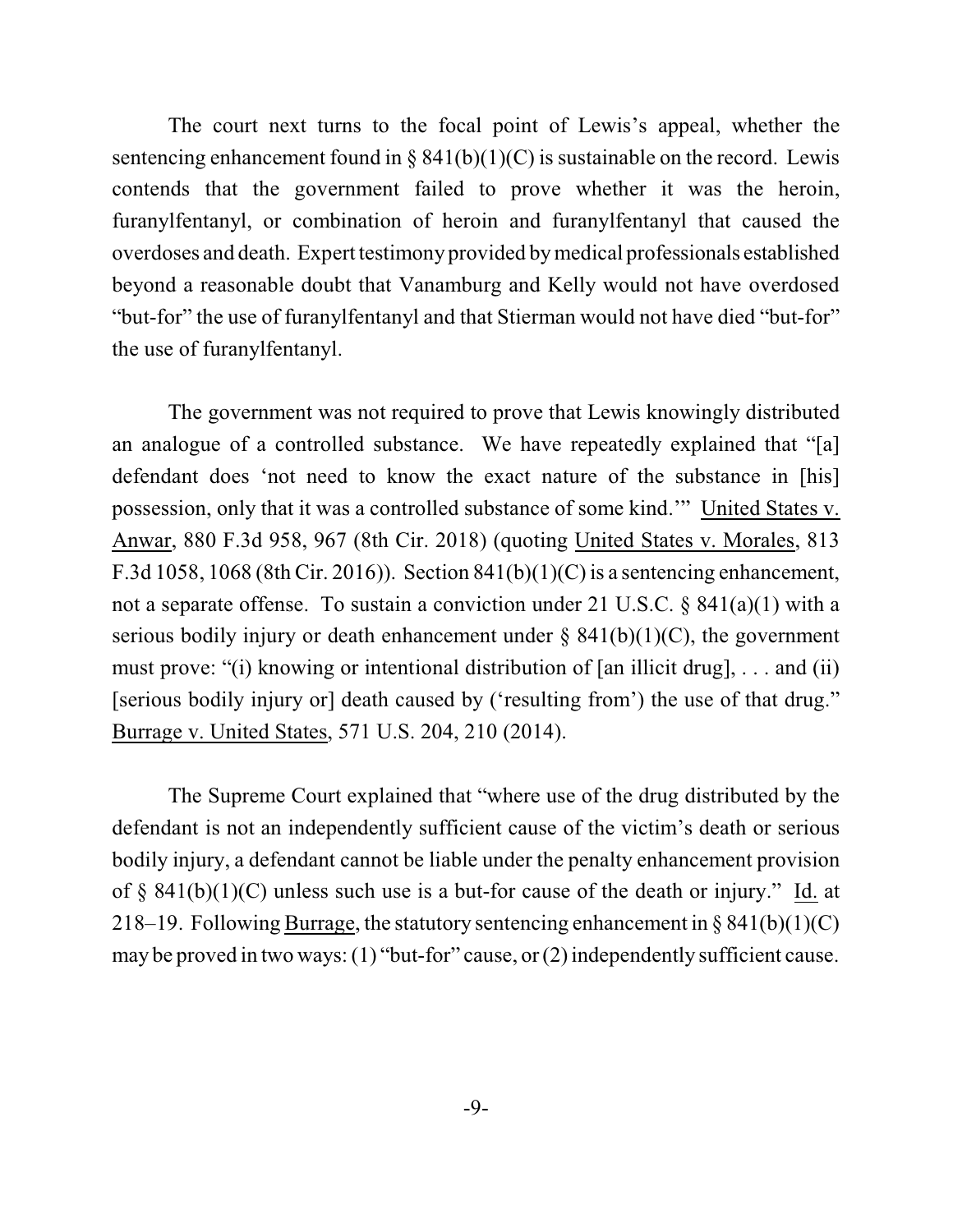The court next turns to the focal point of Lewis's appeal, whether the sentencing enhancement found in § 841(b)(1)(C) is sustainable on the record. Lewis contends that the government failed to prove whether it was the heroin, furanylfentanyl, or combination of heroin and furanylfentanyl that caused the overdoses and death. Expert testimony provided by medical professionals established beyond a reasonable doubt that Vanamburg and Kelly would not have overdosed "but-for" the use of furanylfentanyl and that Stierman would not have died "but-for" the use of furanylfentanyl.

The government was not required to prove that Lewis knowingly distributed an analogue of a controlled substance. We have repeatedly explained that "[a] defendant does 'not need to know the exact nature of the substance in [his] possession, only that it was a controlled substance of some kind.'" United States v. Anwar, 880 F.3d 958, 967 (8th Cir. 2018) (quoting United States v. Morales, 813 F.3d 1058, 1068 (8th Cir. 2016)). Section 841(b)(1)(C) is a sentencing enhancement, not a separate offense. To sustain a conviction under 21 U.S.C. § 841(a)(1) with a serious bodily injury or death enhancement under § 841(b)(1)(C), the government must prove: "(i) knowing or intentional distribution of [an illicit drug], . . . and (ii) [serious bodily injury or] death caused by ('resulting from') the use of that drug." Burrage v. United States, 571 U.S. 204, 210 (2014).

The Supreme Court explained that "where use of the drug distributed by the defendant is not an independently sufficient cause of the victim's death or serious bodily injury, a defendant cannot be liable under the penalty enhancement provision of § 841(b)(1)(C) unless such use is a but-for cause of the death or injury." Id. at 218–19. Following Burrage, the statutory sentencing enhancement in § 841(b)(1)(C) may be proved in two ways: (1) "but-for" cause, or (2) independently sufficient cause.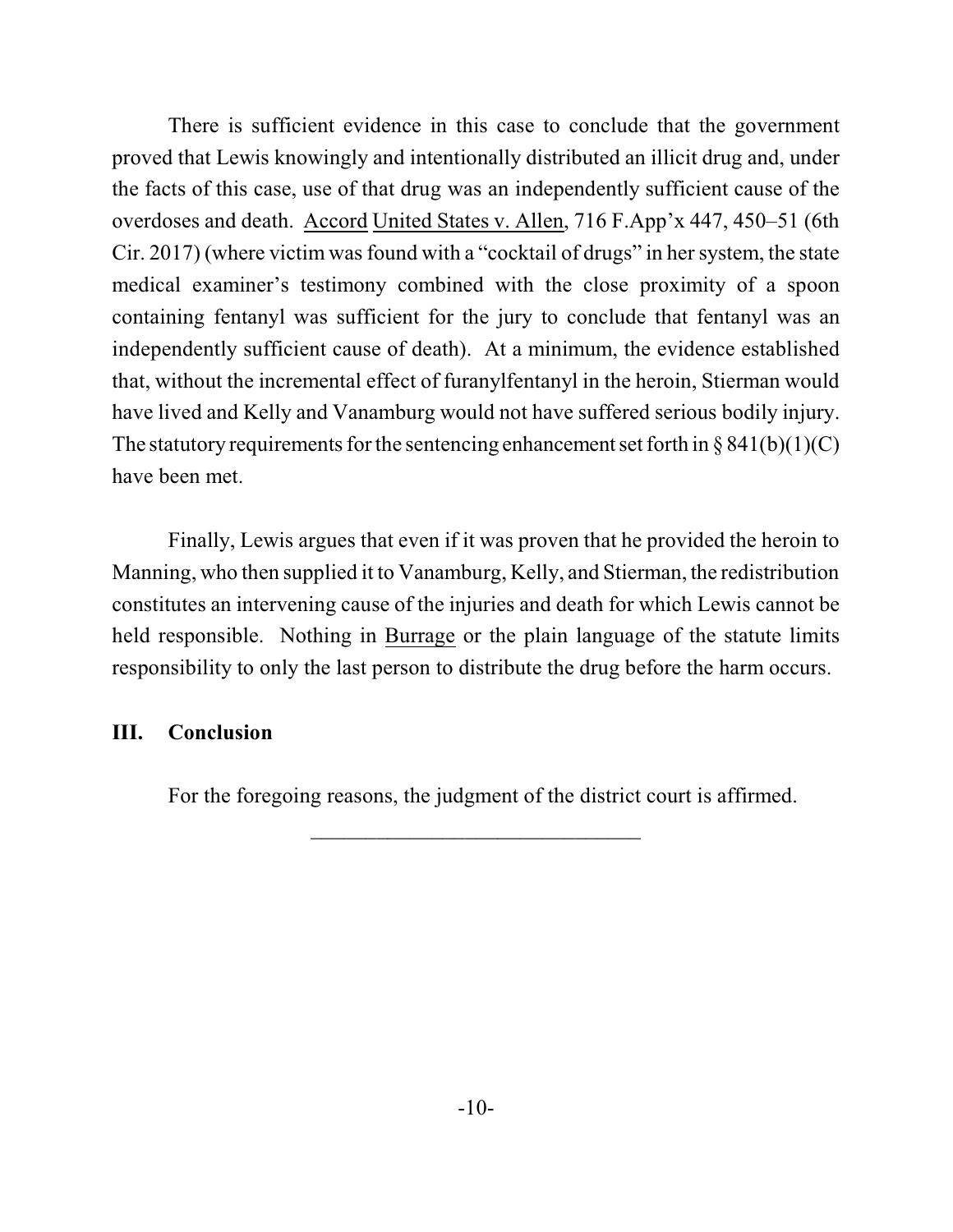There is sufficient evidence in this case to conclude that the government proved that Lewis knowingly and intentionally distributed an illicit drug and, under the facts of this case, use of that drug was an independently sufficient cause of the overdoses and death. Accord United States v. Allen, 716 F.App'x 447, 450–51 (6th Cir. 2017) (where victim was found with a "cocktail of drugs" in her system, the state medical examiner's testimony combined with the close proximity of a spoon containing fentanyl was sufficient for the jury to conclude that fentanyl was an independently sufficient cause of death). At a minimum, the evidence established that, without the incremental effect of furanylfentanyl in the heroin, Stierman would have lived and Kelly and Vanamburg would not have suffered serious bodily injury. The statutory requirements for the sentencing enhancement set forth in § 841(b)(1)(C) have been met.

Finally, Lewis argues that even if it was proven that he provided the heroin to Manning, who then supplied it to Vanamburg, Kelly, and Stierman, the redistribution constitutes an intervening cause of the injuries and death for which Lewis cannot be held responsible. Nothing in Burrage or the plain language of the statute limits responsibility to only the last person to distribute the drug before the harm occurs.

## III. Conclusion

For the foregoing reasons, the judgment of the district court is affirmed.

______________________________